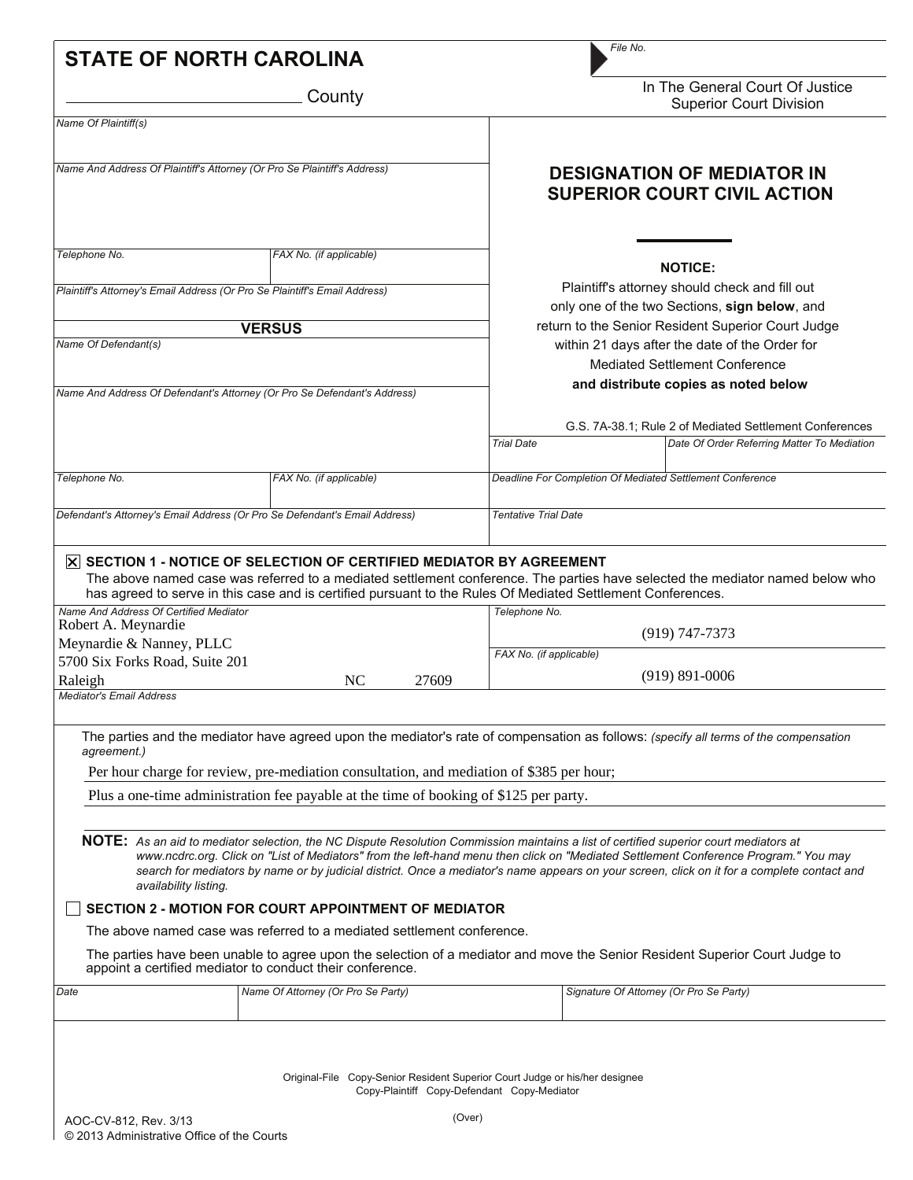**STATE OF NORTH CAROLINA**

_______________ County

File No.

In The General Court Of Justice
Superior Court Division

| | |
|---|---|
| Name Of Plaintiff(s) | |
| Name And Address Of Plaintiff's Attorney (Or Pro Se Plaintiff's Address) | |
| Telephone No. | FAX No. (if applicable) |
| Plaintiff's Attorney's Email Address (Or Pro Se Plaintiff's Email Address) | |

**VERSUS**

| | |
|---|---|
| Name Of Defendant(s) | |
| Name And Address Of Defendant's Attorney (Or Pro Se Defendant's Address) | |
| Telephone No. | FAX No. (if applicable) |
| Defendant's Attorney's Email Address (Or Pro Se Defendant's Email Address) | |

# DESIGNATION OF MEDIATOR IN SUPERIOR COURT CIVIL ACTION

**NOTICE:**

Plaintiff's attorney should check and fill out only one of the two Sections, **sign below**, and return to the Senior Resident Superior Court Judge within 21 days after the date of the Order for Mediated Settlement Conference **and distribute copies as noted below**

G.S. 7A-38.1; Rule 2 of Mediated Settlement Conferences

| Trial Date | Date Of Order Referring Matter To Mediation |
|---|---|
| Deadline For Completion Of Mediated Settlement Conference | |
| Tentative Trial Date | |

☒ **SECTION 1 - NOTICE OF SELECTION OF CERTIFIED MEDIATOR BY AGREEMENT**

The above named case was referred to a mediated settlement conference. The parties have selected the mediator named below who has agreed to serve in this case and is certified pursuant to the Rules Of Mediated Settlement Conferences.

| Name And Address Of Certified Mediator | Telephone No. / FAX No. (if applicable) |
|---|---|
| Robert A. Meynardie<br>Meynardie & Nanney, PLLC<br>5700 Six Forks Road, Suite 201<br>Raleigh NC 27609 | Telephone No.: (919) 747-7373<br>FAX No. (if applicable): (919) 891-0006 |
| Mediator's Email Address | |

The parties and the mediator have agreed upon the mediator's rate of compensation as follows: *(specify all terms of the compensation agreement.)*

Per hour charge for review, pre-mediation consultation, and mediation of $385 per hour;

Plus a one-time administration fee payable at the time of booking of $125 per party.

**NOTE:** *As an aid to mediator selection, the NC Dispute Resolution Commission maintains a list of certified superior court mediators at www.ncdrc.org. Click on "List of Mediators" from the left-hand menu then click on "Mediated Settlement Conference Program." You may search for mediators by name or by judicial district. Once a mediator's name appears on your screen, click on it for a complete contact and availability listing.*

☐ **SECTION 2 - MOTION FOR COURT APPOINTMENT OF MEDIATOR**

The above named case was referred to a mediated settlement conference.

The parties have been unable to agree upon the selection of a mediator and move the Senior Resident Superior Court Judge to appoint a certified mediator to conduct their conference.

| Date | Name Of Attorney (Or Pro Se Party) | Signature Of Attorney (Or Pro Se Party) |
|---|---|---|
| | | |

Original-File Copy-Senior Resident Superior Court Judge or his/her designee
Copy-Plaintiff Copy-Defendant Copy-Mediator

AOC-CV-812, Rev. 3/13
© 2013 Administrative Office of the Courts

(Over)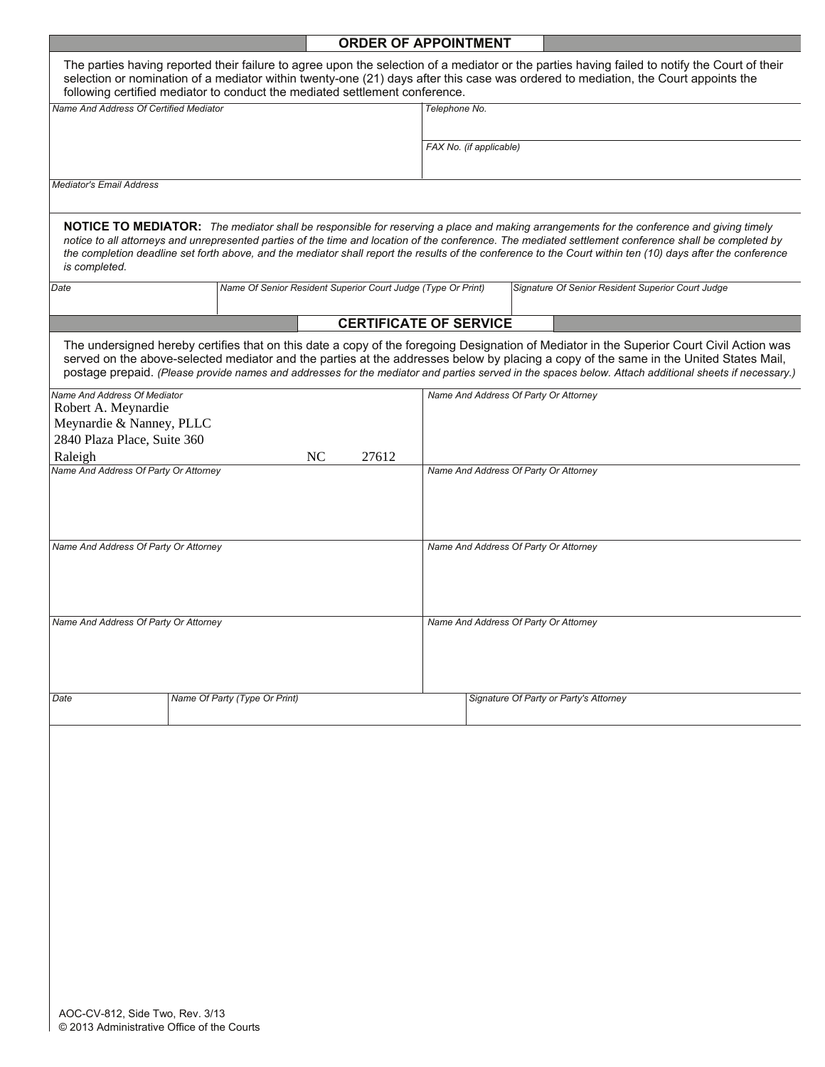## ORDER OF APPOINTMENT

The parties having reported their failure to agree upon the selection of a mediator or the parties having failed to notify the Court of their selection or nomination of a mediator within twenty-one (21) days after this case was ordered to mediation, the Court appoints the following certified mediator to conduct the mediated settlement conference.

| | |
|---|---|
| *Name And Address Of Certified Mediator* | *Telephone No.* |
| | *FAX No. (if applicable)* |
| *Mediator's Email Address* | |

**NOTICE TO MEDIATOR:** *The mediator shall be responsible for reserving a place and making arrangements for the conference and giving timely notice to all attorneys and unrepresented parties of the time and location of the conference. The mediated settlement conference shall be completed by the completion deadline set forth above, and the mediator shall report the results of the conference to the Court within ten (10) days after the conference is completed.*

| | | |
|---|---|---|
| *Date* | *Name Of Senior Resident Superior Court Judge (Type Or Print)* | *Signature Of Senior Resident Superior Court Judge* |

## CERTIFICATE OF SERVICE

The undersigned hereby certifies that on this date a copy of the foregoing Designation of Mediator in the Superior Court Civil Action was served on the above-selected mediator and the parties at the addresses below by placing a copy of the same in the United States Mail, postage prepaid. *(Please provide names and addresses for the mediator and parties served in the spaces below. Attach additional sheets if necessary.)*

| | |
|---|---|
| *Name And Address Of Mediator*<br>Robert A. Meynardie<br>Meynardie & Nanney, PLLC<br>2840 Plaza Place, Suite 360<br>Raleigh NC 27612 | *Name And Address Of Party Or Attorney* |
| *Name And Address Of Party Or Attorney* | *Name And Address Of Party Or Attorney* |
| *Name And Address Of Party Or Attorney* | *Name And Address Of Party Or Attorney* |
| *Name And Address Of Party Or Attorney* | *Name And Address Of Party Or Attorney* |

| | | |
|---|---|---|
| *Date* | *Name Of Party (Type Or Print)* | *Signature Of Party or Party's Attorney* |

AOC-CV-812, Side Two, Rev. 3/13
© 2013 Administrative Office of the Courts